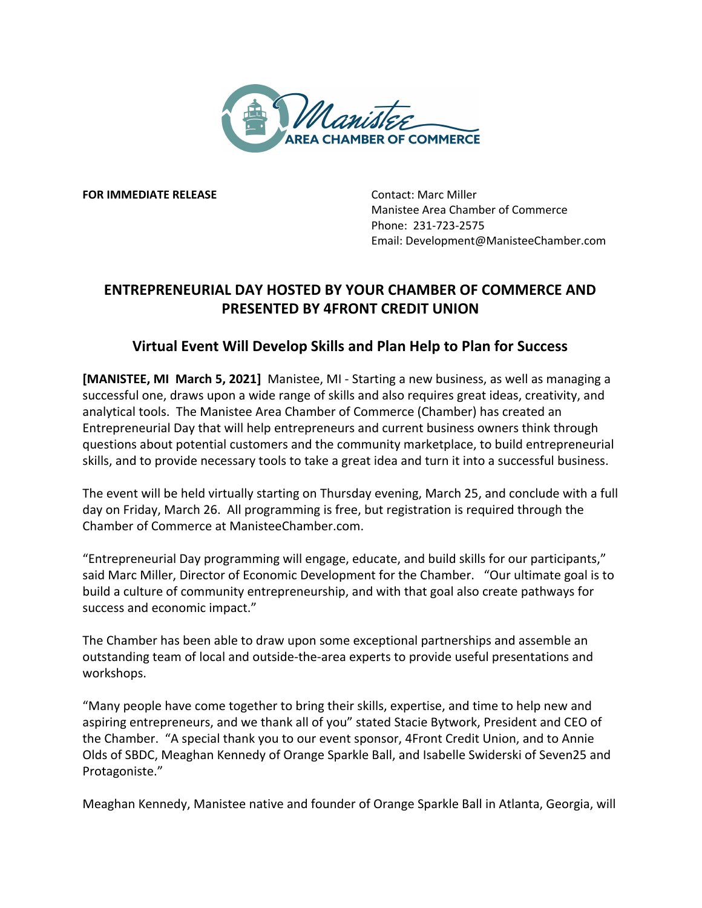FOR IMMEDIATE RELEASE

Contact: Marc Miller
Manistee Area Chamber of Commerce
Phone: 231-723-2575
Email: Development@ManisteeChamber.com

## ENTREPRENEURIAL DAY HOSTED BY YOUR CHAMBER OF COMMERCE AND PRESENTED BY 4FRONT CREDIT UNION

### Virtual Event Will Develop Skills and Plan Help to Plan for Success

**[MANISTEE, MI March 5, 2021]** Manistee, MI - Starting a new business, as well as managing a successful one, draws upon a wide range of skills and also requires great ideas, creativity, and analytical tools. The Manistee Area Chamber of Commerce (Chamber) has created an Entrepreneurial Day that will help entrepreneurs and current business owners think through questions about potential customers and the community marketplace, to build entrepreneurial skills, and to provide necessary tools to take a great idea and turn it into a successful business.

The event will be held virtually starting on Thursday evening, March 25, and conclude with a full day on Friday, March 26. All programming is free, but registration is required through the Chamber of Commerce at ManisteeChamber.com.

"Entrepreneurial Day programming will engage, educate, and build skills for our participants," said Marc Miller, Director of Economic Development for the Chamber. "Our ultimate goal is to build a culture of community entrepreneurship, and with that goal also create pathways for success and economic impact."

The Chamber has been able to draw upon some exceptional partnerships and assemble an outstanding team of local and outside-the-area experts to provide useful presentations and workshops.

"Many people have come together to bring their skills, expertise, and time to help new and aspiring entrepreneurs, and we thank all of you" stated Stacie Bytwork, President and CEO of the Chamber. "A special thank you to our event sponsor, 4Front Credit Union, and to Annie Olds of SBDC, Meaghan Kennedy of Orange Sparkle Ball, and Isabelle Swiderski of Seven25 and Protagoniste."

Meaghan Kennedy, Manistee native and founder of Orange Sparkle Ball in Atlanta, Georgia, will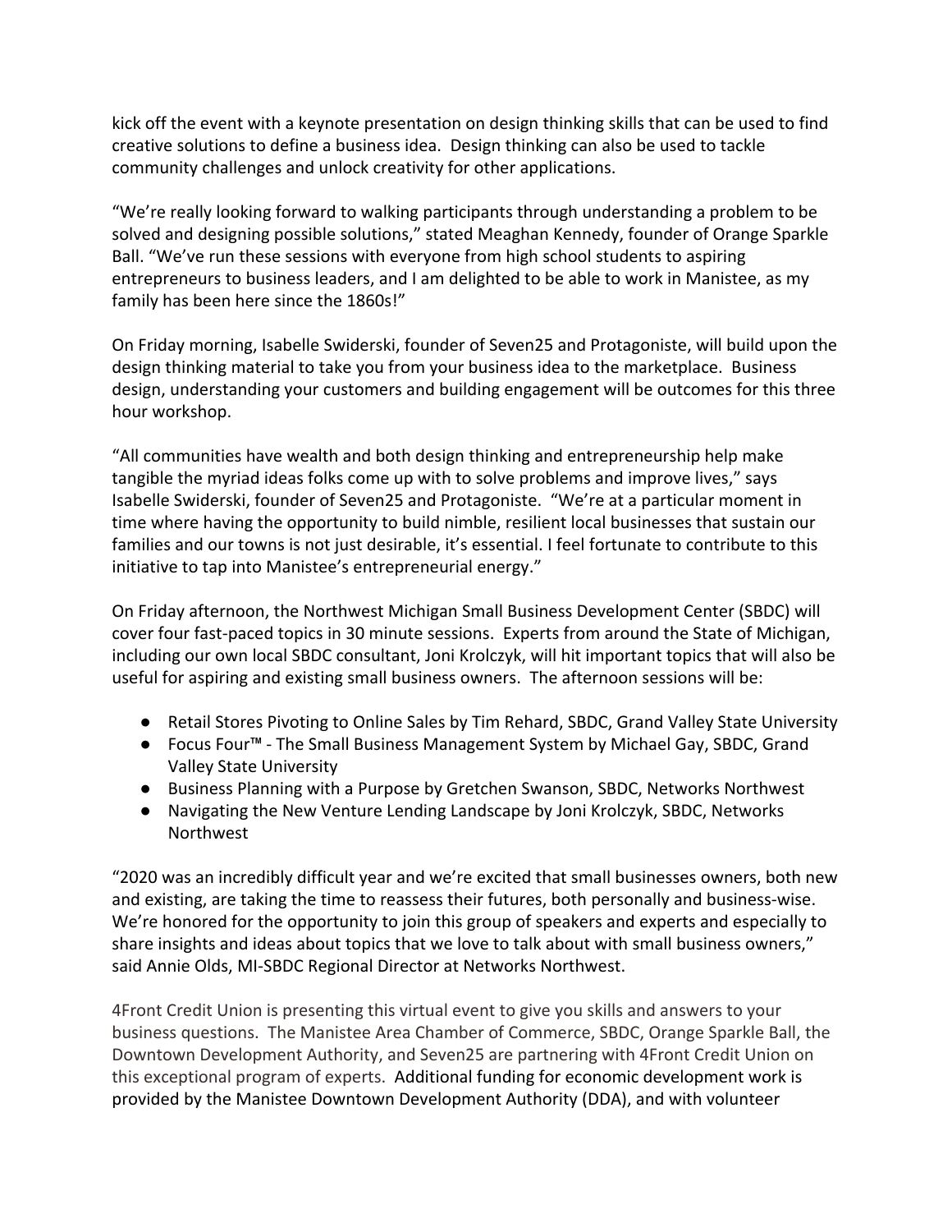kick off the event with a keynote presentation on design thinking skills that can be used to find creative solutions to define a business idea. Design thinking can also be used to tackle community challenges and unlock creativity for other applications.

"We're really looking forward to walking participants through understanding a problem to be solved and designing possible solutions," stated Meaghan Kennedy, founder of Orange Sparkle Ball. "We've run these sessions with everyone from high school students to aspiring entrepreneurs to business leaders, and I am delighted to be able to work in Manistee, as my family has been here since the 1860s!"

On Friday morning, Isabelle Swiderski, founder of Seven25 and Protagoniste, will build upon the design thinking material to take you from your business idea to the marketplace. Business design, understanding your customers and building engagement will be outcomes for this three hour workshop.

"All communities have wealth and both design thinking and entrepreneurship help make tangible the myriad ideas folks come up with to solve problems and improve lives," says Isabelle Swiderski, founder of Seven25 and Protagoniste. "We're at a particular moment in time where having the opportunity to build nimble, resilient local businesses that sustain our families and our towns is not just desirable, it's essential. I feel fortunate to contribute to this initiative to tap into Manistee's entrepreneurial energy."

On Friday afternoon, the Northwest Michigan Small Business Development Center (SBDC) will cover four fast-paced topics in 30 minute sessions. Experts from around the State of Michigan, including our own local SBDC consultant, Joni Krolczyk, will hit important topics that will also be useful for aspiring and existing small business owners. The afternoon sessions will be:

- Retail Stores Pivoting to Online Sales by Tim Rehard, SBDC, Grand Valley State University
- Focus Four™ - The Small Business Management System by Michael Gay, SBDC, Grand Valley State University
- Business Planning with a Purpose by Gretchen Swanson, SBDC, Networks Northwest
- Navigating the New Venture Lending Landscape by Joni Krolczyk, SBDC, Networks Northwest

"2020 was an incredibly difficult year and we're excited that small businesses owners, both new and existing, are taking the time to reassess their futures, both personally and business-wise. We're honored for the opportunity to join this group of speakers and experts and especially to share insights and ideas about topics that we love to talk about with small business owners," said Annie Olds, MI-SBDC Regional Director at Networks Northwest.

4Front Credit Union is presenting this virtual event to give you skills and answers to your business questions. The Manistee Area Chamber of Commerce, SBDC, Orange Sparkle Ball, the Downtown Development Authority, and Seven25 are partnering with 4Front Credit Union on this exceptional program of experts. Additional funding for economic development work is provided by the Manistee Downtown Development Authority (DDA), and with volunteer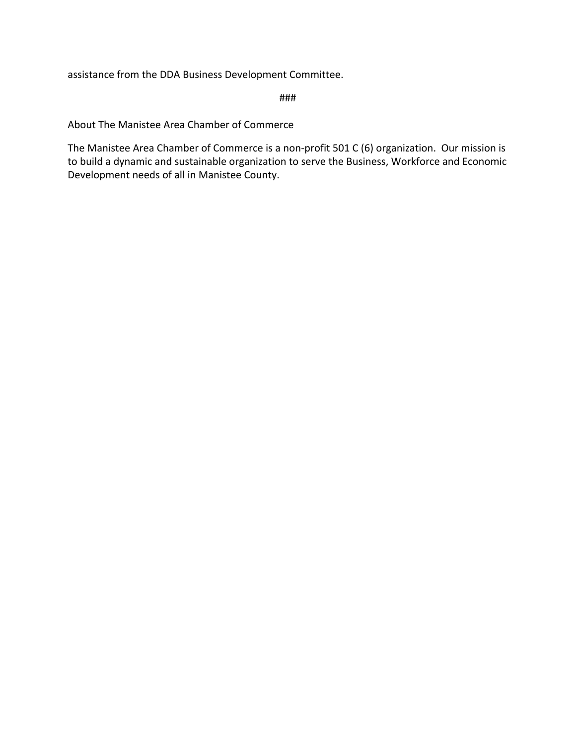assistance from the DDA Business Development Committee.

###

About The Manistee Area Chamber of Commerce

The Manistee Area Chamber of Commerce is a non-profit 501 C (6) organization. Our mission is to build a dynamic and sustainable organization to serve the Business, Workforce and Economic Development needs of all in Manistee County.